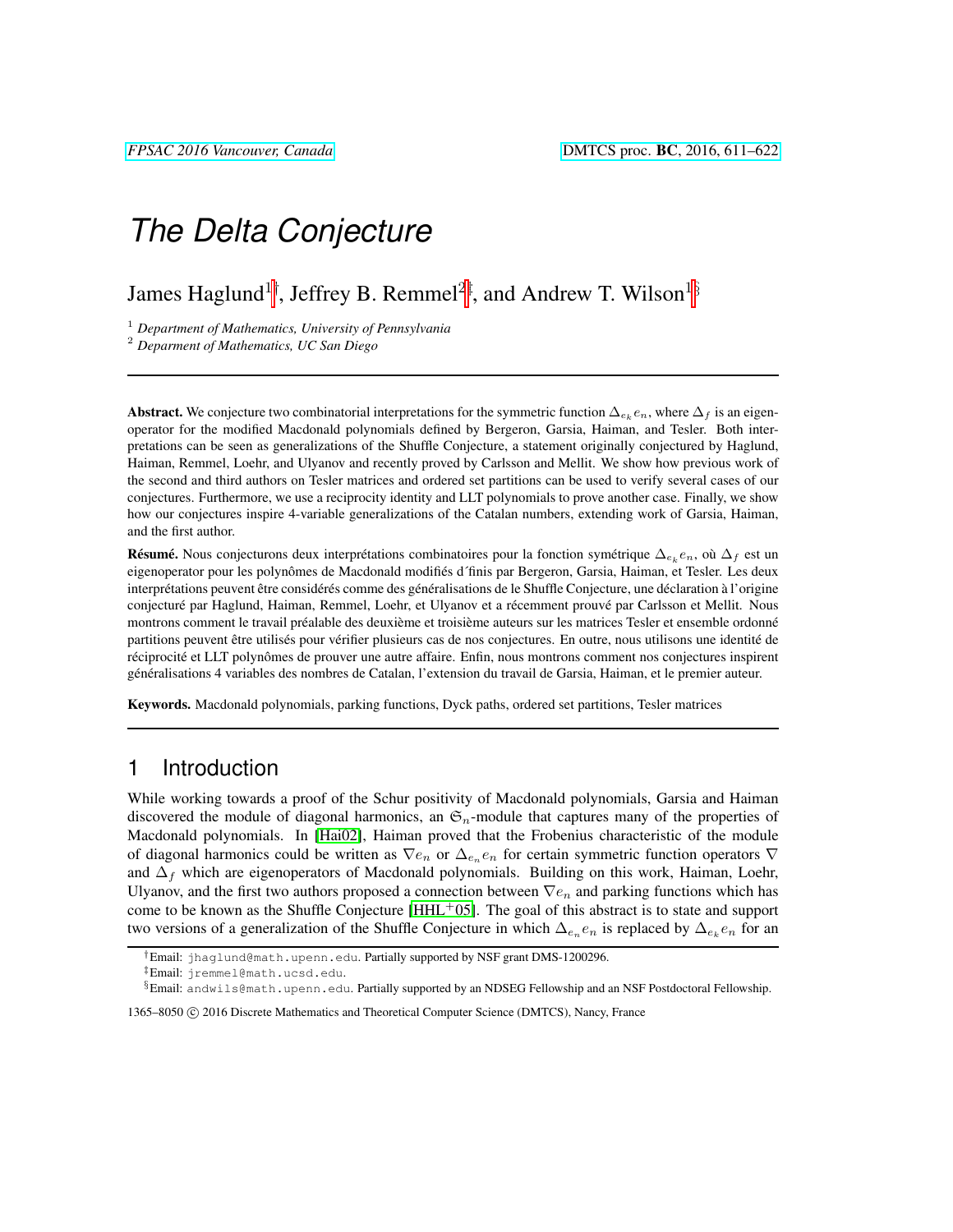# The Delta Conjecture

James Haglund[1]†, Jeffrey B. Remmel[2]‡, and Andrew T. Wilson[1]§

[1] *Department of Mathematics, University of Pennsylvania*
[2] *Deparment of Mathematics, UC San Diego*

---

**Abstract.** We conjecture two combinatorial interpretations for the symmetric function $\Delta_{e_k} e_n$, where $\Delta_f$ is an eigenoperator for the modified Macdonald polynomials defined by Bergeron, Garsia, Haiman, and Tesler. Both interpretations can be seen as generalizations of the Shuffle Conjecture, a statement originally conjectured by Haglund, Haiman, Remmel, Loehr, and Ulyanov and recently proved by Carlsson and Mellit. We show how previous work of the second and third authors on Tesler matrices and ordered set partitions can be used to verify several cases of our conjectures. Furthermore, we use a reciprocity identity and LLT polynomials to prove another case. Finally, we show how our conjectures inspire 4-variable generalizations of the Catalan numbers, extending work of Garsia, Haiman, and the first author.

**Résumé.** Nous conjecturons deux interprétations combinatoires pour la fonction symétrique $\Delta_{e_k} e_n$, où $\Delta_f$ est un eigenoperator pour les polynômes de Macdonald modifiés d´finis par Bergeron, Garsia, Haiman, et Tesler. Les deux interprétations peuvent être considérés comme des généralisations de le Shuffle Conjecture, une déclaration à l'origine conjecturé par Haglund, Haiman, Remmel, Loehr, et Ulyanov et a récemment prouvé par Carlsson et Mellit. Nous montrons comment le travail préalable des deuxième et troisième auteurs sur les matrices Tesler et ensemble ordonné partitions peuvent être utilisés pour vérifier plusieurs cas de nos conjectures. En outre, nous utilisons une identité de réciprocité et LLT polynômes de prouver une autre affaire. Enfin, nous montrons comment nos conjectures inspirent généralisations 4 variables des nombres de Catalan, l'extension du travail de Garsia, Haiman, et le premier auteur.

**Keywords.** Macdonald polynomials, parking functions, Dyck paths, ordered set partitions, Tesler matrices

---

## 1 Introduction

While working towards a proof of the Schur positivity of Macdonald polynomials, Garsia and Haiman discovered the module of diagonal harmonics, an $\mathfrak{S}_n$-module that captures many of the properties of Macdonald polynomials. In [Hai02], Haiman proved that the Frobenius characteristic of the module of diagonal harmonics could be written as $\nabla e_n$ or $\Delta_{e_n} e_n$ for certain symmetric function operators $\nabla$ and $\Delta_f$ which are eigenoperators of Macdonald polynomials. Building on this work, Haiman, Loehr, Ulyanov, and the first two authors proposed a connection between $\nabla e_n$ and parking functions which has come to be known as the Shuffle Conjecture [HHL+05]. The goal of this abstract is to state and support two versions of a generalization of the Shuffle Conjecture in which $\Delta_{e_n} e_n$ is replaced by $\Delta_{e_k} e_n$ for an

---

†Email: jhaglund@math.upenn.edu. Partially supported by NSF grant DMS-1200296.

‡Email: jremmel@math.ucsd.edu.

§Email: andwils@math.upenn.edu. Partially supported by an NDSEG Fellowship and an NSF Postdoctoral Fellowship.

1365–8050 © 2016 Discrete Mathematics and Theoretical Computer Science (DMTCS), Nancy, France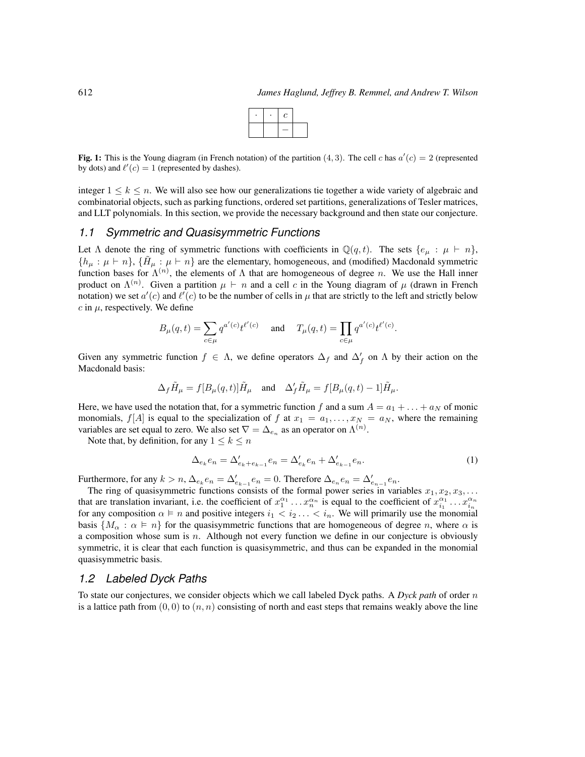|  ·  |  ·  |  $c$  |     |
|-----|-----|-----|-----|
|     |     |  –  |     |

**Fig. 1:** This is the Young diagram (in French notation) of the partition $(4, 3)$. The cell $c$ has $a'(c) = 2$ (represented by dots) and $\ell'(c) = 1$ (represented by dashes).

integer $1 \leq k \leq n$. We will also see how our generalizations tie together a wide variety of algebraic and combinatorial objects, such as parking functions, ordered set partitions, generalizations of Tesler matrices, and LLT polynomials. In this section, we provide the necessary background and then state our conjecture.

## 1.1 Symmetric and Quasisymmetric Functions

Let $\Lambda$ denote the ring of symmetric functions with coefficients in $\mathbb{Q}(q, t)$. The sets $\{e_\mu : \mu \vdash n\}$, $\{h_\mu : \mu \vdash n\}$, $\{\tilde{H}_\mu : \mu \vdash n\}$ are the elementary, homogeneous, and (modified) Macdonald symmetric function bases for $\Lambda^{(n)}$, the elements of $\Lambda$ that are homogeneous of degree $n$. We use the Hall inner product on $\Lambda^{(n)}$. Given a partition $\mu \vdash n$ and a cell $c$ in the Young diagram of $\mu$ (drawn in French notation) we set $a'(c)$ and $\ell'(c)$ to be the number of cells in $\mu$ that are strictly to the left and strictly below $c$ in $\mu$, respectively. We define

$$B_\mu(q, t) = \sum_{c \in \mu} q^{a'(c)} t^{\ell'(c)} \quad \text{and} \quad T_\mu(q, t) = \prod_{c \in \mu} q^{a'(c)} t^{\ell'(c)}.$$

Given any symmetric function $f \in \Lambda$, we define operators $\Delta_f$ and $\Delta'_f$ on $\Lambda$ by their action on the Macdonald basis:

$$\Delta_f \tilde{H}_\mu = f[B_\mu(q, t)] \tilde{H}_\mu \quad \text{and} \quad \Delta'_f \tilde{H}_\mu = f[B_\mu(q, t) - 1] \tilde{H}_\mu.$$

Here, we have used the notation that, for a symmetric function $f$ and a sum $A = a_1 + \ldots + a_N$ of monic monomials, $f[A]$ is equal to the specialization of $f$ at $x_1 = a_1, \ldots, x_N = a_N$, where the remaining variables are set equal to zero. We also set $\nabla = \Delta_{e_n}$ as an operator on $\Lambda^{(n)}$.

Note that, by definition, for any $1 \leq k \leq n$

$$\Delta_{e_k} e_n = \Delta'_{e_k + e_{k-1}} e_n = \Delta'_{e_k} e_n + \Delta'_{e_{k-1}} e_n. \tag{1}$$

Furthermore, for any $k > n$, $\Delta_{e_k} e_n = \Delta'_{e_{k-1}} e_n = 0$. Therefore $\Delta_{e_n} e_n = \Delta'_{e_{n-1}} e_n$.

The ring of quasisymmetric functions consists of the formal power series in variables $x_1, x_2, x_3, \ldots$ that are translation invariant, i.e. the coefficient of $x_1^{\alpha_1} \ldots x_n^{\alpha_n}$ is equal to the coefficient of $x_{i_1}^{\alpha_1} \ldots x_{i_n}^{\alpha_n}$ for any composition $\alpha \vDash n$ and positive integers $i_1 < i_2 \ldots < i_n$. We will primarily use the monomial basis $\{M_\alpha : \alpha \vDash n\}$ for the quasisymmetric functions that are homogeneous of degree $n$, where $\alpha$ is a composition whose sum is $n$. Although not every function we define in our conjecture is obviously symmetric, it is clear that each function is quasisymmetric, and thus can be expanded in the monomial quasisymmetric basis.

## 1.2 Labeled Dyck Paths

To state our conjectures, we consider objects which we call labeled Dyck paths. A *Dyck path* of order $n$ is a lattice path from $(0, 0)$ to $(n, n)$ consisting of north and east steps that remains weakly above the line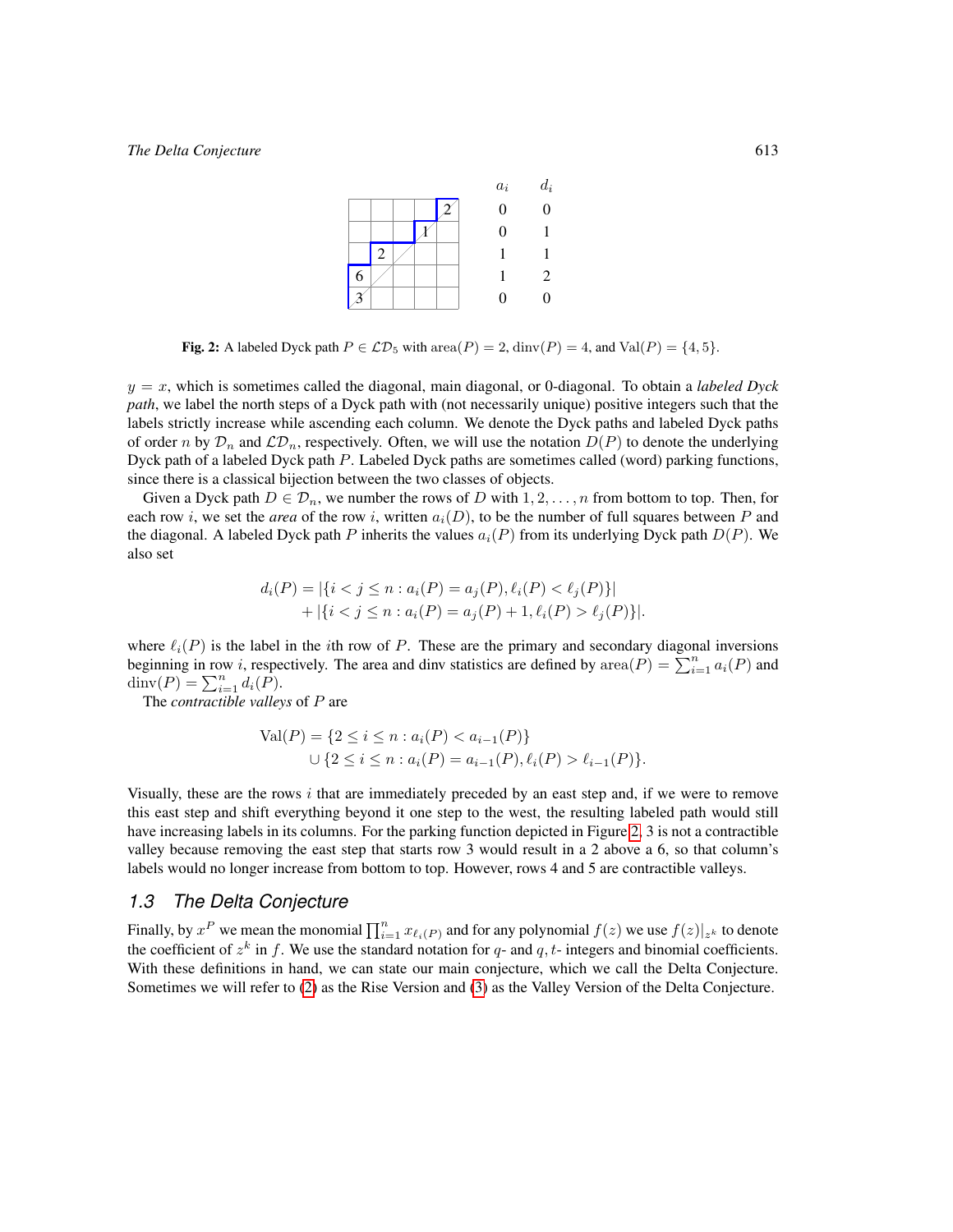| $a_i$ | $d_i$ |
|---|---|
| 0 | 0 |
| 0 | 1 |
| 1 | 1 |
| 1 | 2 |
| 0 | 0 |

**Fig. 2:** A labeled Dyck path $P \in \mathcal{LD}_5$ with $\mathrm{area}(P) = 2$, $\mathrm{dinv}(P) = 4$, and $\mathrm{Val}(P) = \{4, 5\}$.

$y = x$, which is sometimes called the diagonal, main diagonal, or 0-diagonal. To obtain a *labeled Dyck path*, we label the north steps of a Dyck path with (not necessarily unique) positive integers such that the labels strictly increase while ascending each column. We denote the Dyck paths and labeled Dyck paths of order $n$ by $\mathcal{D}_n$ and $\mathcal{LD}_n$, respectively. Often, we will use the notation $D(P)$ to denote the underlying Dyck path of a labeled Dyck path $P$. Labeled Dyck paths are sometimes called (word) parking functions, since there is a classical bijection between the two classes of objects.

Given a Dyck path $D \in \mathcal{D}_n$, we number the rows of $D$ with $1, 2, \ldots, n$ from bottom to top. Then, for each row $i$, we set the *area* of the row $i$, written $a_i(D)$, to be the number of full squares between $P$ and the diagonal. A labeled Dyck path $P$ inherits the values $a_i(P)$ from its underlying Dyck path $D(P)$. We also set

$$
\begin{aligned}
d_i(P) = &\,|\{i < j \le n : a_i(P) = a_j(P), \ell_i(P) < \ell_j(P)\}| \\
&+ |\{i < j \le n : a_i(P) = a_j(P) + 1, \ell_i(P) > \ell_j(P)\}|.
\end{aligned}
$$

where $\ell_i(P)$ is the label in the $i$th row of $P$. These are the primary and secondary diagonal inversions beginning in row $i$, respectively. The area and dinv statistics are defined by $\mathrm{area}(P) = \sum_{i=1}^{n} a_i(P)$ and $\mathrm{dinv}(P) = \sum_{i=1}^{n} d_i(P)$.

The *contractible valleys* of $P$ are

$$
\begin{aligned}
\mathrm{Val}(P) = &\,\{2 \le i \le n : a_i(P) < a_{i-1}(P)\} \\
&\cup \{2 \le i \le n : a_i(P) = a_{i-1}(P), \ell_i(P) > \ell_{i-1}(P)\}.
\end{aligned}
$$

Visually, these are the rows $i$ that are immediately preceded by an east step and, if we were to remove this east step and shift everything beyond it one step to the west, the resulting labeled path would still have increasing labels in its columns. For the parking function depicted in Figure 2, 3 is not a contractible valley because removing the east step that starts row 3 would result in a 2 above a 6, so that column's labels would no longer increase from bottom to top. However, rows 4 and 5 are contractible valleys.

## 1.3 The Delta Conjecture

Finally, by $x^P$ we mean the monomial $\prod_{i=1}^{n} x_{\ell_i(P)}$ and for any polynomial $f(z)$ we use $f(z)|_{z^k}$ to denote the coefficient of $z^k$ in $f$. We use the standard notation for $q$- and $q,t$- integers and binomial coefficients. With these definitions in hand, we can state our main conjecture, which we call the Delta Conjecture. Sometimes we will refer to (2) as the Rise Version and (3) as the Valley Version of the Delta Conjecture.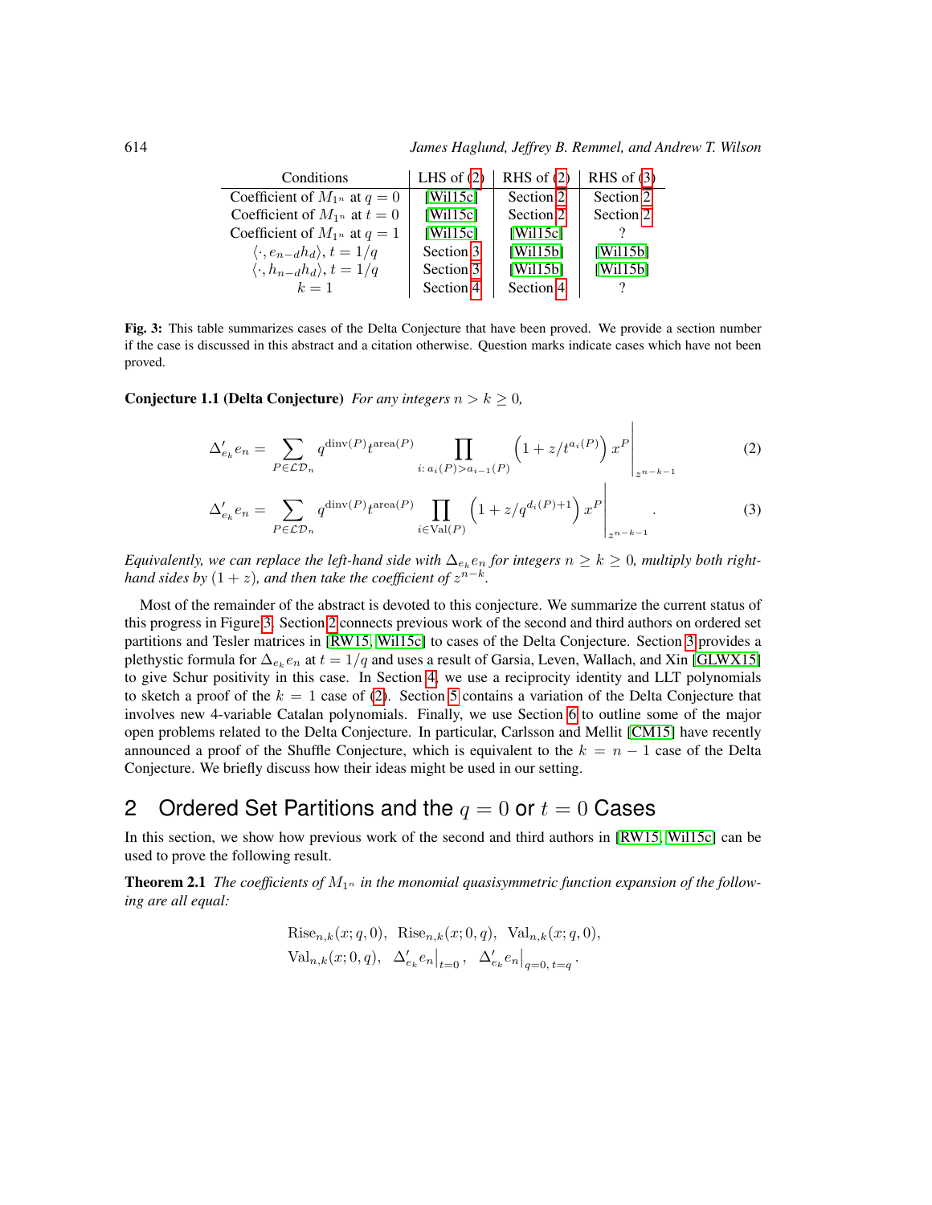| Conditions | LHS of (2) | RHS of (2) | RHS of (3) |
|---|---|---|---|
| Coefficient of $M_{1^n}$ at $q = 0$ | [Wil15c] | Section 2 | Section 2 |
| Coefficient of $M_{1^n}$ at $t = 0$ | [Wil15c] | Section 2 | Section 2 |
| Coefficient of $M_{1^n}$ at $q = 1$ | [Wil15c] | [Wil15c] | ? |
| $\langle \cdot, e_{n-d}h_d \rangle$, $t = 1/q$ | Section 3 | [Wil15b] | [Wil15b] |
| $\langle \cdot, h_{n-d}h_d \rangle$, $t = 1/q$ | Section 3 | [Wil15b] | [Wil15b] |
| $k = 1$ | Section 4 | Section 4 | ? |

**Fig. 3:** This table summarizes cases of the Delta Conjecture that have been proved. We provide a section number if the case is discussed in this abstract and a citation otherwise. Question marks indicate cases which have not been proved.

**Conjecture 1.1 (Delta Conjecture)** *For any integers $n > k \geq 0$,*

$$\Delta'_{e_k} e_n = \sum_{P \in \mathcal{LD}_n} q^{\mathrm{dinv}(P)} t^{\mathrm{area}(P)} \prod_{i:\, a_i(P) > a_{i-1}(P)} \left(1 + z/t^{a_i(P)}\right) x^P \Bigg|_{z^{n-k-1}} \tag{2}$$

$$\Delta'_{e_k} e_n = \sum_{P \in \mathcal{LD}_n} q^{\mathrm{dinv}(P)} t^{\mathrm{area}(P)} \prod_{i \in \mathrm{Val}(P)} \left(1 + z/q^{d_i(P)+1}\right) x^P \Bigg|_{z^{n-k-1}} . \tag{3}$$

*Equivalently, we can replace the left-hand side with $\Delta_{e_k} e_n$ for integers $n \geq k \geq 0$, multiply both right-hand sides by $(1 + z)$, and then take the coefficient of $z^{n-k}$.*

Most of the remainder of the abstract is devoted to this conjecture. We summarize the current status of this progress in Figure 3. Section 2 connects previous work of the second and third authors on ordered set partitions and Tesler matrices in [RW15, Wil15c] to cases of the Delta Conjecture. Section 3 provides a plethystic formula for $\Delta_{e_k} e_n$ at $t = 1/q$ and uses a result of Garsia, Leven, Wallach, and Xin [GLWX15] to give Schur positivity in this case. In Section 4, we use a reciprocity identity and LLT polynomials to sketch a proof of the $k = 1$ case of (2). Section 5 contains a variation of the Delta Conjecture that involves new 4-variable Catalan polynomials. Finally, we use Section 6 to outline some of the major open problems related to the Delta Conjecture. In particular, Carlsson and Mellit [CM15] have recently announced a proof of the Shuffle Conjecture, which is equivalent to the $k = n - 1$ case of the Delta Conjecture. We briefly discuss how their ideas might be used in our setting.

## 2 Ordered Set Partitions and the $q = 0$ or $t = 0$ Cases

In this section, we show how previous work of the second and third authors in [RW15, Wil15c] can be used to prove the following result.

**Theorem 2.1** *The coefficients of $M_{1^n}$ in the monomial quasisymmetric function expansion of the following are all equal:*

$$\mathrm{Rise}_{n,k}(x; q, 0), \;\; \mathrm{Rise}_{n,k}(x; 0, q), \;\; \mathrm{Val}_{n,k}(x; q, 0),$$
$$\mathrm{Val}_{n,k}(x; 0, q), \;\; \Delta'_{e_k} e_n\Big|_{t=0}, \;\; \Delta'_{e_k} e_n\Big|_{q=0,\, t=q}.$$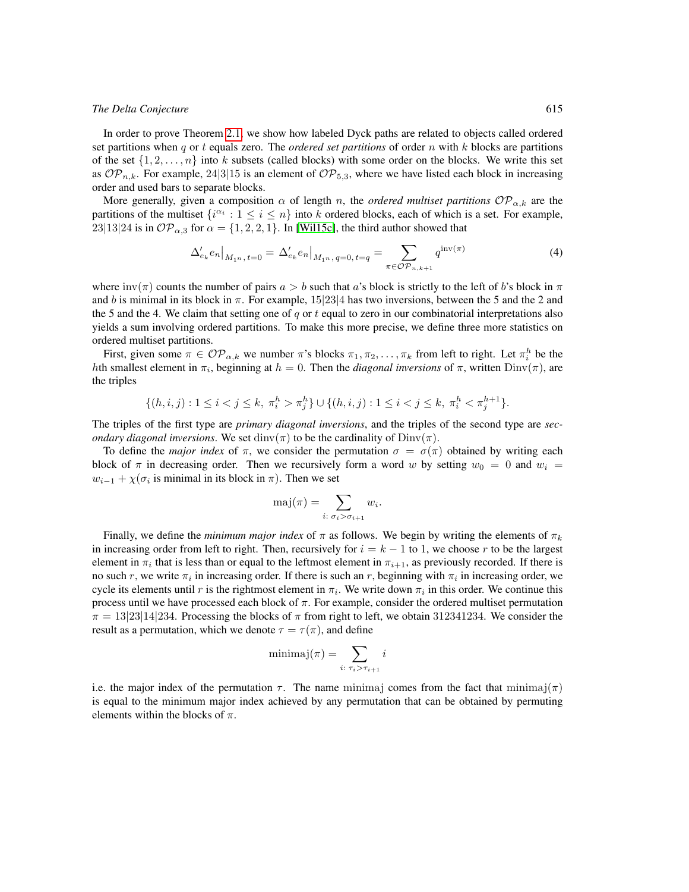In order to prove Theorem 2.1, we show how labeled Dyck paths are related to objects called ordered set partitions when $q$ or $t$ equals zero. The *ordered set partitions* of order $n$ with $k$ blocks are partitions of the set $\{1, 2, \ldots, n\}$ into $k$ subsets (called blocks) with some order on the blocks. We write this set as $\mathcal{OP}_{n,k}$. For example, $24|3|15$ is an element of $\mathcal{OP}_{5,3}$, where we have listed each block in increasing order and used bars to separate blocks.

More generally, given a composition $\alpha$ of length $n$, the *ordered multiset partitions* $\mathcal{OP}_{\alpha,k}$ are the partitions of the multiset $\{i^{\alpha_i} : 1 \leq i \leq n\}$ into $k$ ordered blocks, each of which is a set. For example, $23|13|24$ is in $\mathcal{OP}_{\alpha,3}$ for $\alpha = \{1, 2, 2, 1\}$. In [Wil15c], the third author showed that

$$\Delta'_{e_k} e_n\big|_{M_{1^n},\, t=0} = \Delta'_{e_k} e_n\big|_{M_{1^n},\, q=0,\, t=q} = \sum_{\pi \in \mathcal{OP}_{n,k+1}} q^{\mathrm{inv}(\pi)} \tag{4}$$

where $\mathrm{inv}(\pi)$ counts the number of pairs $a > b$ such that $a$'s block is strictly to the left of $b$'s block in $\pi$ and $b$ is minimal in its block in $\pi$. For example, $15|23|4$ has two inversions, between the 5 and the 2 and the 5 and the 4. We claim that setting one of $q$ or $t$ equal to zero in our combinatorial interpretations also yields a sum involving ordered partitions. To make this more precise, we define three more statistics on ordered multiset partitions.

First, given some $\pi \in \mathcal{OP}_{\alpha,k}$ we number $\pi$'s blocks $\pi_1, \pi_2, \ldots, \pi_k$ from left to right. Let $\pi_i^h$ be the $h$th smallest element in $\pi_i$, beginning at $h = 0$. Then the *diagonal inversions* of $\pi$, written $\mathrm{Dinv}(\pi)$, are the triples

$$\{(h, i, j) : 1 \leq i < j \leq k,\ \pi_i^h > \pi_j^h\} \cup \{(h, i, j) : 1 \leq i < j \leq k,\ \pi_i^h < \pi_j^{h+1}\}.$$

The triples of the first type are *primary diagonal inversions*, and the triples of the second type are *secondary diagonal inversions*. We set $\mathrm{dinv}(\pi)$ to be the cardinality of $\mathrm{Dinv}(\pi)$.

To define the *major index* of $\pi$, we consider the permutation $\sigma = \sigma(\pi)$ obtained by writing each block of $\pi$ in decreasing order. Then we recursively form a word $w$ by setting $w_0 = 0$ and $w_i = w_{i-1} + \chi(\sigma_i \text{ is minimal in its block in } \pi)$. Then we set

$$\mathrm{maj}(\pi) = \sum_{i:\ \sigma_i > \sigma_{i+1}} w_i.$$

Finally, we define the *minimum major index* of $\pi$ as follows. We begin by writing the elements of $\pi_k$ in increasing order from left to right. Then, recursively for $i = k - 1$ to 1, we choose $r$ to be the largest element in $\pi_i$ that is less than or equal to the leftmost element in $\pi_{i+1}$, as previously recorded. If there is no such $r$, we write $\pi_i$ in increasing order. If there is such an $r$, beginning with $\pi_i$ in increasing order, we cycle its elements until $r$ is the rightmost element in $\pi_i$. We write down $\pi_i$ in this order. We continue this process until we have processed each block of $\pi$. For example, consider the ordered multiset permutation $\pi = 13|23|14|234$. Processing the blocks of $\pi$ from right to left, we obtain 312341234. We consider the result as a permutation, which we denote $\tau = \tau(\pi)$, and define

$$\mathrm{minimaj}(\pi) = \sum_{i:\ \tau_i > \tau_{i+1}} i$$

i.e. the major index of the permutation $\tau$. The name minimaj comes from the fact that $\mathrm{minimaj}(\pi)$ is equal to the minimum major index achieved by any permutation that can be obtained by permuting elements within the blocks of $\pi$.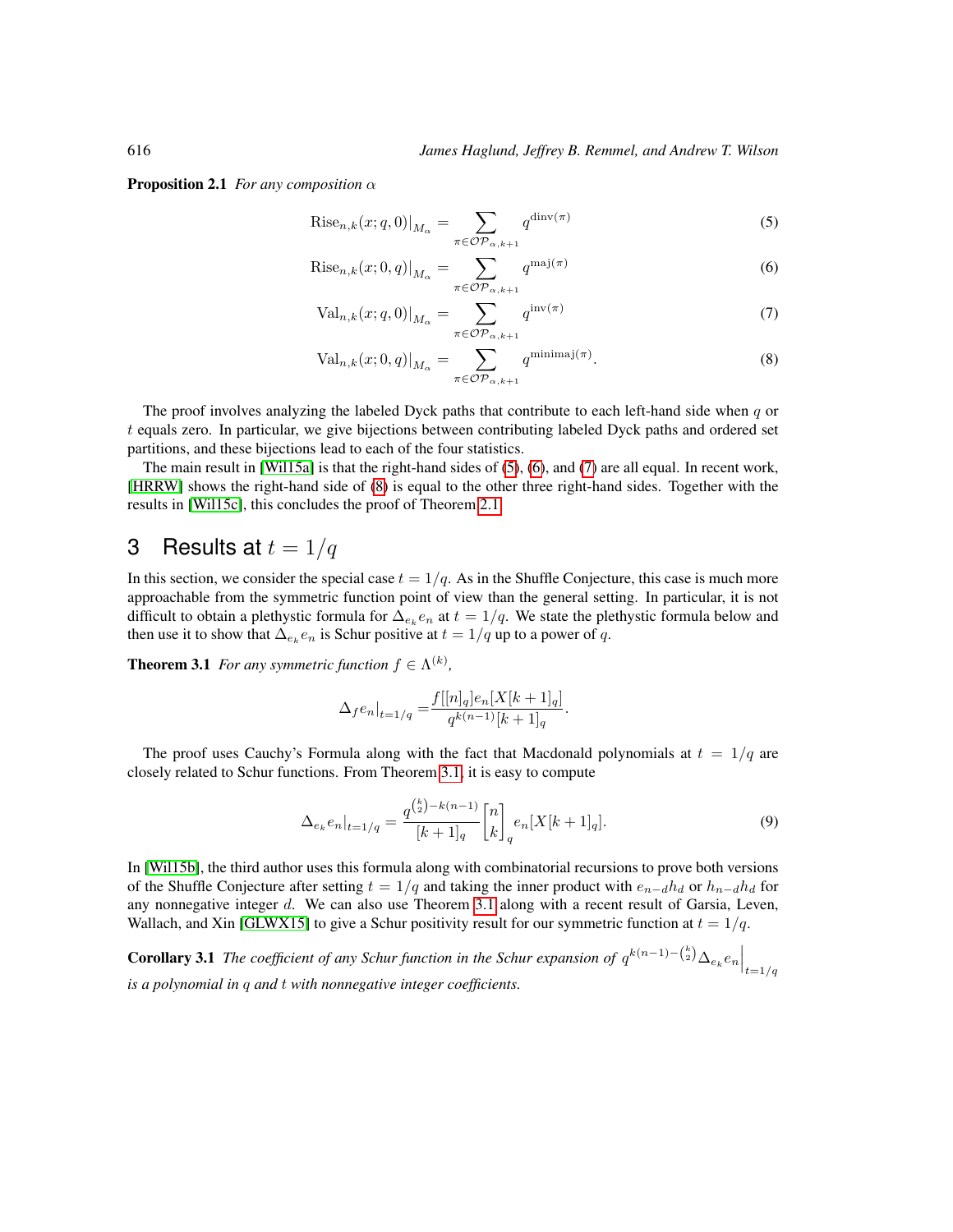**Proposition 2.1** *For any composition $\alpha$*

$$\mathrm{Rise}_{n,k}(x;q,0)|_{M_\alpha} = \sum_{\pi \in \mathcal{OP}_{\alpha,k+1}} q^{\mathrm{dinv}(\pi)} \tag{5}$$

$$\mathrm{Rise}_{n,k}(x;0,q)|_{M_\alpha} = \sum_{\pi \in \mathcal{OP}_{\alpha,k+1}} q^{\mathrm{maj}(\pi)} \tag{6}$$

$$\mathrm{Val}_{n,k}(x;q,0)|_{M_\alpha} = \sum_{\pi \in \mathcal{OP}_{\alpha,k+1}} q^{\mathrm{inv}(\pi)} \tag{7}$$

$$\mathrm{Val}_{n,k}(x;0,q)|_{M_\alpha} = \sum_{\pi \in \mathcal{OP}_{\alpha,k+1}} q^{\mathrm{minimaj}(\pi)}. \tag{8}$$

The proof involves analyzing the labeled Dyck paths that contribute to each left-hand side when $q$ or $t$ equals zero. In particular, we give bijections between contributing labeled Dyck paths and ordered set partitions, and these bijections lead to each of the four statistics.

The main result in [Wil15a] is that the right-hand sides of (5), (6), and (7) are all equal. In recent work, [HRRW] shows the right-hand side of (8) is equal to the other three right-hand sides. Together with the results in [Wil15c], this concludes the proof of Theorem 2.1.

# 3 Results at $t = 1/q$

In this section, we consider the special case $t = 1/q$. As in the Shuffle Conjecture, this case is much more approachable from the symmetric function point of view than the general setting. In particular, it is not difficult to obtain a plethystic formula for $\Delta_{e_k} e_n$ at $t = 1/q$. We state the plethystic formula below and then use it to show that $\Delta_{e_k} e_n$ is Schur positive at $t = 1/q$ up to a power of $q$.

**Theorem 3.1** *For any symmetric function $f \in \Lambda^{(k)}$,*

$$\Delta_f e_n|_{t=1/q} = \frac{f[[n]_q] e_n[X[k+1]_q]}{q^{k(n-1)}[k+1]_q}.$$

The proof uses Cauchy's Formula along with the fact that Macdonald polynomials at $t = 1/q$ are closely related to Schur functions. From Theorem 3.1, it is easy to compute

$$\Delta_{e_k} e_n|_{t=1/q} = \frac{q^{\binom{k}{2} - k(n-1)}}{[k+1]_q} \begin{bmatrix} n \\ k \end{bmatrix}_q e_n[X[k+1]_q]. \tag{9}$$

In [Wil15b], the third author uses this formula along with combinatorial recursions to prove both versions of the Shuffle Conjecture after setting $t = 1/q$ and taking the inner product with $e_{n-d}h_d$ or $h_{n-d}h_d$ for any nonnegative integer $d$. We can also use Theorem 3.1 along with a recent result of Garsia, Leven, Wallach, and Xin [GLWX15] to give a Schur positivity result for our symmetric function at $t = 1/q$.

**Corollary 3.1** *The coefficient of any Schur function in the Schur expansion of $q^{k(n-1)-\binom{k}{2}} \Delta_{e_k} e_n \Big|_{t=1/q}$ is a polynomial in $q$ and $t$ with nonnegative integer coefficients.*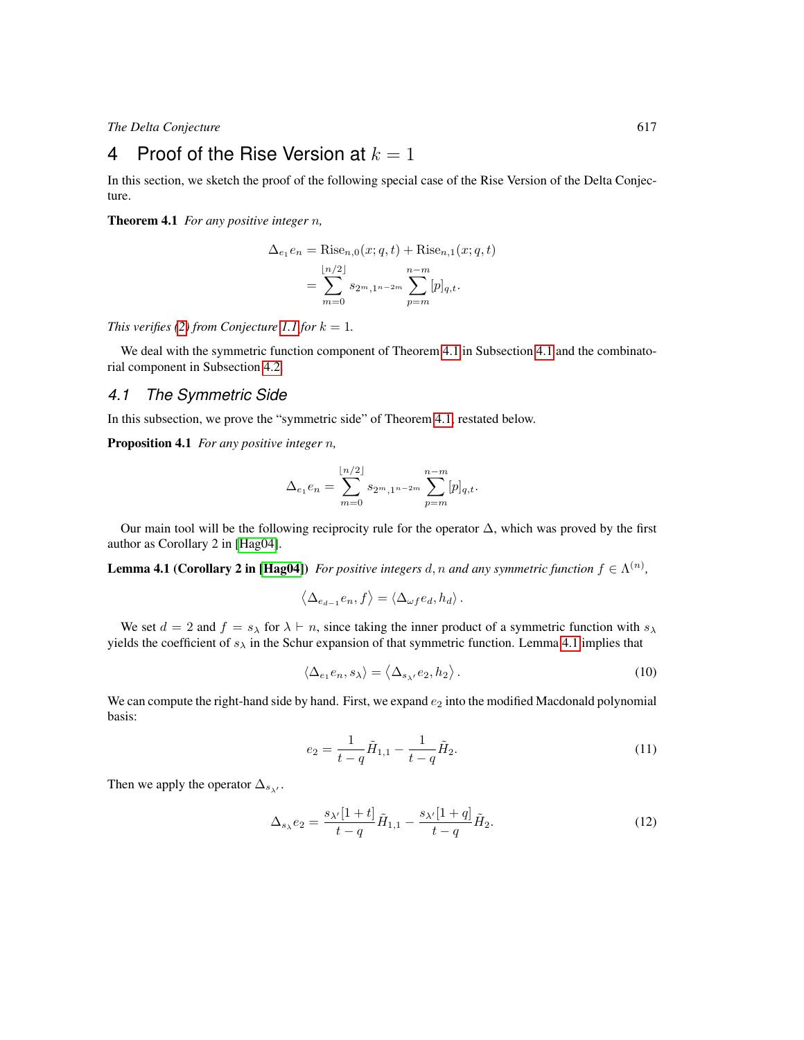# 4 Proof of the Rise Version at $k = 1$

In this section, we sketch the proof of the following special case of the Rise Version of the Delta Conjecture.

**Theorem 4.1** *For any positive integer $n$,*

$$\begin{aligned}\Delta_{e_1} e_n &= \mathrm{Rise}_{n,0}(x; q, t) + \mathrm{Rise}_{n,1}(x; q, t) \\ &= \sum_{m=0}^{\lfloor n/2 \rfloor} s_{2^m, 1^{n-2m}} \sum_{p=m}^{n-m} [p]_{q,t}.\end{aligned}$$

*This verifies (2) from Conjecture 1.1 for $k = 1$.*

We deal with the symmetric function component of Theorem 4.1 in Subsection 4.1 and the combinatorial component in Subsection 4.2.

## 4.1 The Symmetric Side

In this subsection, we prove the "symmetric side" of Theorem 4.1, restated below.

**Proposition 4.1** *For any positive integer $n$,*

$$\Delta_{e_1} e_n = \sum_{m=0}^{\lfloor n/2 \rfloor} s_{2^m, 1^{n-2m}} \sum_{p=m}^{n-m} [p]_{q,t}.$$

Our main tool will be the following reciprocity rule for the operator $\Delta$, which was proved by the first author as Corollary 2 in [Hag04].

**Lemma 4.1 (Corollary 2 in [Hag04])** *For positive integers $d, n$ and any symmetric function $f \in \Lambda^{(n)}$,*

$$\left\langle \Delta_{e_{d-1}} e_n, f \right\rangle = \left\langle \Delta_{\omega f} e_d, h_d \right\rangle.$$

We set $d = 2$ and $f = s_\lambda$ for $\lambda \vdash n$, since taking the inner product of a symmetric function with $s_\lambda$ yields the coefficient of $s_\lambda$ in the Schur expansion of that symmetric function. Lemma 4.1 implies that

$$\left\langle \Delta_{e_1} e_n, s_\lambda \right\rangle = \left\langle \Delta_{s_{\lambda'}} e_2, h_2 \right\rangle. \tag{10}$$

We can compute the right-hand side by hand. First, we expand $e_2$ into the modified Macdonald polynomial basis:

$$e_2 = \frac{1}{t-q} \tilde{H}_{1,1} - \frac{1}{t-q} \tilde{H}_2. \tag{11}$$

Then we apply the operator $\Delta_{s_{\lambda'}}$.

$$\Delta_{s_\lambda} e_2 = \frac{s_{\lambda'}[1+t]}{t-q} \tilde{H}_{1,1} - \frac{s_{\lambda'}[1+q]}{t-q} \tilde{H}_2. \tag{12}$$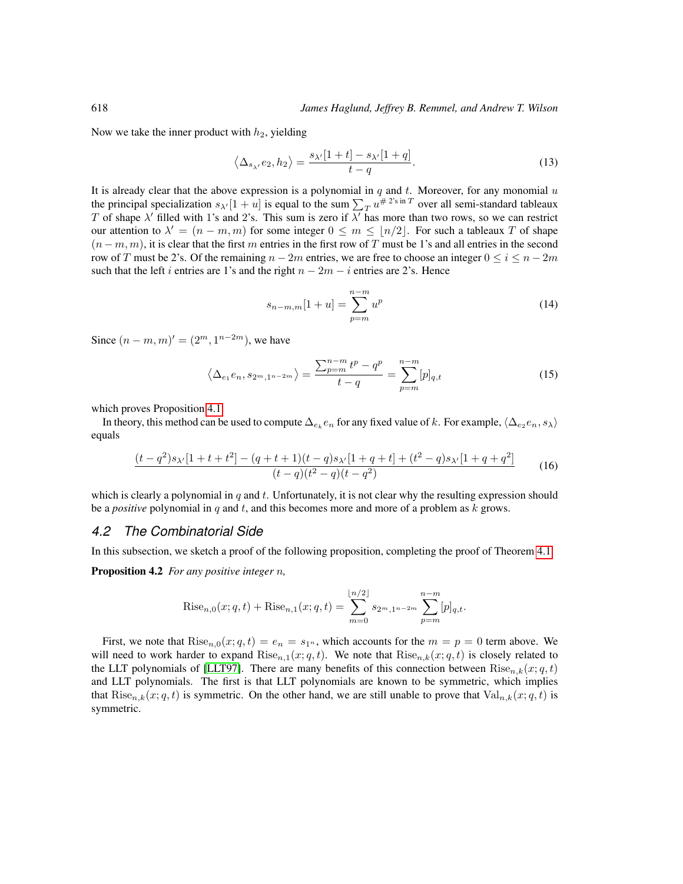Now we take the inner product with $h_2$, yielding

$$\langle \Delta_{s_{\lambda'}} e_2, h_2 \rangle = \frac{s_{\lambda'}[1+t] - s_{\lambda'}[1+q]}{t-q}. \tag{13}$$

It is already clear that the above expression is a polynomial in $q$ and $t$. Moreover, for any monomial $u$ the principal specialization $s_{\lambda'}[1+u]$ is equal to the sum $\sum_T u^{\#\text{ 2's in } T}$ over all semi-standard tableaux $T$ of shape $\lambda'$ filled with 1's and 2's. This sum is zero if $\lambda'$ has more than two rows, so we can restrict our attention to $\lambda' = (n-m, m)$ for some integer $0 \leq m \leq \lfloor n/2 \rfloor$. For such a tableaux $T$ of shape $(n-m, m)$, it is clear that the first $m$ entries in the first row of $T$ must be 1's and all entries in the second row of $T$ must be 2's. Of the remaining $n-2m$ entries, we are free to choose an integer $0 \leq i \leq n-2m$ such that the left $i$ entries are 1's and the right $n-2m-i$ entries are 2's. Hence

$$s_{n-m,m}[1+u] = \sum_{p=m}^{n-m} u^p \tag{14}$$

Since $(n-m, m)' = (2^m, 1^{n-2m})$, we have

$$\langle \Delta_{e_1} e_n, s_{2^m,1^{n-2m}} \rangle = \frac{\sum_{p=m}^{n-m} t^p - q^p}{t-q} = \sum_{p=m}^{n-m} [p]_{q,t} \tag{15}$$

which proves Proposition 4.1.

In theory, this method can be used to compute $\Delta_{e_k} e_n$ for any fixed value of $k$. For example, $\langle \Delta_{e_2} e_n, s_\lambda \rangle$ equals

$$\frac{(t-q^2)s_{\lambda'}[1+t+t^2] - (q+t+1)(t-q)s_{\lambda'}[1+q+t] + (t^2-q)s_{\lambda'}[1+q+q^2]}{(t-q)(t^2-q)(t-q^2)} \tag{16}$$

which is clearly a polynomial in $q$ and $t$. Unfortunately, it is not clear why the resulting expression should be a *positive* polynomial in $q$ and $t$, and this becomes more and more of a problem as $k$ grows.

## 4.2 The Combinatorial Side

In this subsection, we sketch a proof of the following proposition, completing the proof of Theorem 4.1.

**Proposition 4.2** *For any positive integer $n$,*

$$\mathrm{Rise}_{n,0}(x;q,t) + \mathrm{Rise}_{n,1}(x;q,t) = \sum_{m=0}^{\lfloor n/2 \rfloor} s_{2^m,1^{n-2m}} \sum_{p=m}^{n-m} [p]_{q,t}.$$

First, we note that $\mathrm{Rise}_{n,0}(x;q,t) = e_n = s_{1^n}$, which accounts for the $m = p = 0$ term above. We will need to work harder to expand $\mathrm{Rise}_{n,1}(x;q,t)$. We note that $\mathrm{Rise}_{n,k}(x;q,t)$ is closely related to the LLT polynomials of [LLT97]. There are many benefits of this connection between $\mathrm{Rise}_{n,k}(x;q,t)$ and LLT polynomials. The first is that LLT polynomials are known to be symmetric, which implies that $\mathrm{Rise}_{n,k}(x;q,t)$ is symmetric. On the other hand, we are still unable to prove that $\mathrm{Val}_{n,k}(x;q,t)$ is symmetric.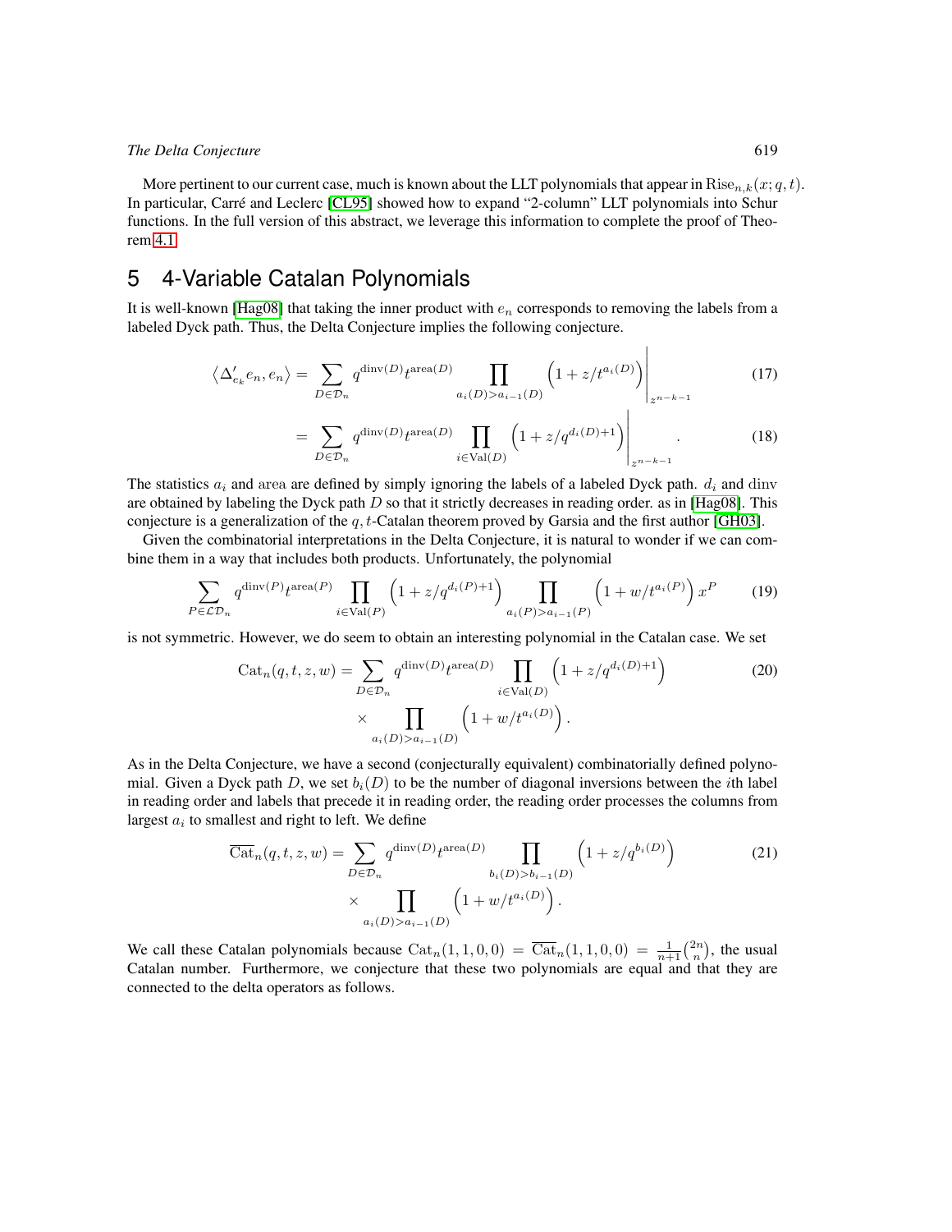More pertinent to our current case, much is known about the LLT polynomials that appear in $\mathrm{Rise}_{n,k}(x;q,t)$. In particular, Carré and Leclerc [CL95] showed how to expand "2-column" LLT polynomials into Schur functions. In the full version of this abstract, we leverage this information to complete the proof of Theorem 4.1.

## 5 4-Variable Catalan Polynomials

It is well-known [Hag08] that taking the inner product with $e_n$ corresponds to removing the labels from a labeled Dyck path. Thus, the Delta Conjecture implies the following conjecture.

$$\left\langle \Delta'_{e_k} e_n, e_n \right\rangle = \sum_{D \in \mathcal{D}_n} q^{\mathrm{dinv}(D)} t^{\mathrm{area}(D)} \prod_{a_i(D) > a_{i-1}(D)} \left(1 + z/t^{a_i(D)}\right) \Bigg|_{z^{n-k-1}} \tag{17}$$

$$= \sum_{D \in \mathcal{D}_n} q^{\mathrm{dinv}(D)} t^{\mathrm{area}(D)} \prod_{i \in \mathrm{Val}(D)} \left(1 + z/q^{d_i(D)+1}\right) \Bigg|_{z^{n-k-1}}. \tag{18}$$

The statistics $a_i$ and $\mathrm{area}$ are defined by simply ignoring the labels of a labeled Dyck path. $d_i$ and $\mathrm{dinv}$ are obtained by labeling the Dyck path $D$ so that it strictly decreases in reading order. as in [Hag08]. This conjecture is a generalization of the $q,t$-Catalan theorem proved by Garsia and the first author [GH03].

Given the combinatorial interpretations in the Delta Conjecture, it is natural to wonder if we can combine them in a way that includes both products. Unfortunately, the polynomial

$$\sum_{P \in \mathcal{LD}_n} q^{\mathrm{dinv}(P)} t^{\mathrm{area}(P)} \prod_{i \in \mathrm{Val}(P)} \left(1 + z/q^{d_i(P)+1}\right) \prod_{a_i(P) > a_{i-1}(P)} \left(1 + w/t^{a_i(P)}\right) x^P \tag{19}$$

is not symmetric. However, we do seem to obtain an interesting polynomial in the Catalan case. We set

$$\mathrm{Cat}_n(q,t,z,w) = \sum_{D \in \mathcal{D}_n} q^{\mathrm{dinv}(D)} t^{\mathrm{area}(D)} \prod_{i \in \mathrm{Val}(D)} \left(1 + z/q^{d_i(D)+1}\right) \times \prod_{a_i(D) > a_{i-1}(D)} \left(1 + w/t^{a_i(D)}\right). \tag{20}$$

As in the Delta Conjecture, we have a second (conjecturally equivalent) combinatorially defined polynomial. Given a Dyck path $D$, we set $b_i(D)$ to be the number of diagonal inversions between the $i$th label in reading order and labels that precede it in reading order, the reading order processes the columns from largest $a_i$ to smallest and right to left. We define

$$\overline{\mathrm{Cat}}_n(q,t,z,w) = \sum_{D \in \mathcal{D}_n} q^{\mathrm{dinv}(D)} t^{\mathrm{area}(D)} \prod_{b_i(D) > b_{i-1}(D)} \left(1 + z/q^{b_i(D)}\right) \times \prod_{a_i(D) > a_{i-1}(D)} \left(1 + w/t^{a_i(D)}\right). \tag{21}$$

We call these Catalan polynomials because $\mathrm{Cat}_n(1,1,0,0) = \overline{\mathrm{Cat}}_n(1,1,0,0) = \frac{1}{n+1}\binom{2n}{n}$, the usual Catalan number. Furthermore, we conjecture that these two polynomials are equal and that they are connected to the delta operators as follows.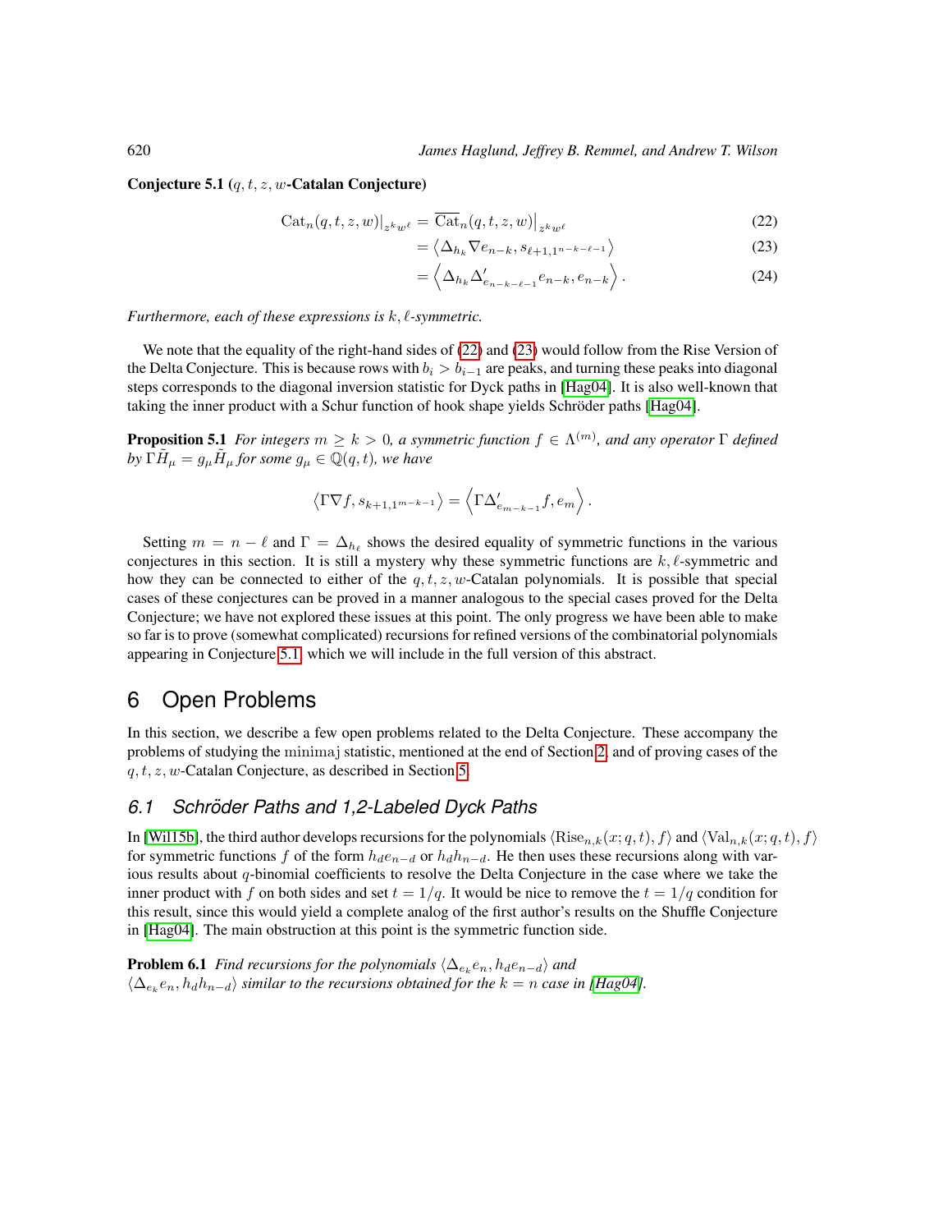**Conjecture 5.1** ($q, t, z, w$**-Catalan Conjecture**)

$$
\begin{aligned}
\mathrm{Cat}_n(q,t,z,w)\big|_{z^k w^\ell} &= \overline{\mathrm{Cat}}_n(q,t,z,w)\big|_{z^k w^\ell} &(22)\\
&= \left\langle \Delta_{h_k} \nabla e_{n-k}, s_{\ell+1,1^{n-k-\ell-1}} \right\rangle &(23)\\
&= \left\langle \Delta_{h_k} \Delta'_{e_{n-k-\ell-1}} e_{n-k}, e_{n-k} \right\rangle. &(24)
\end{aligned}
$$

*Furthermore, each of these expressions is $k, \ell$-symmetric.*

We note that the equality of the right-hand sides of (22) and (23) would follow from the Rise Version of the Delta Conjecture. This is because rows with $b_i > b_{i-1}$ are peaks, and turning these peaks into diagonal steps corresponds to the diagonal inversion statistic for Dyck paths in [Hag04]. It is also well-known that taking the inner product with a Schur function of hook shape yields Schröder paths [Hag04].

**Proposition 5.1** *For integers $m \geq k > 0$, a symmetric function $f \in \Lambda^{(m)}$, and any operator $\Gamma$ defined by $\Gamma \tilde{H}_\mu = g_\mu \tilde{H}_\mu$ for some $g_\mu \in \mathbb{Q}(q,t)$, we have*

$$
\left\langle \Gamma \nabla f, s_{k+1,1^{m-k-1}} \right\rangle = \left\langle \Gamma \Delta'_{e_{m-k-1}} f, e_m \right\rangle.
$$

Setting $m = n - \ell$ and $\Gamma = \Delta_{h_\ell}$ shows the desired equality of symmetric functions in the various conjectures in this section. It is still a mystery why these symmetric functions are $k, \ell$-symmetric and how they can be connected to either of the $q, t, z, w$-Catalan polynomials. It is possible that special cases of these conjectures can be proved in a manner analogous to the special cases proved for the Delta Conjecture; we have not explored these issues at this point. The only progress we have been able to make so far is to prove (somewhat complicated) recursions for refined versions of the combinatorial polynomials appearing in Conjecture 5.1, which we will include in the full version of this abstract.

# 6 Open Problems

In this section, we describe a few open problems related to the Delta Conjecture. These accompany the problems of studying the minimaj statistic, mentioned at the end of Section 2, and of proving cases of the $q, t, z, w$-Catalan Conjecture, as described in Section 5.

## 6.1 Schröder Paths and 1,2-Labeled Dyck Paths

In [Wil15b], the third author develops recursions for the polynomials $\langle \mathrm{Rise}_{n,k}(x;q,t), f\rangle$ and $\langle \mathrm{Val}_{n,k}(x;q,t), f\rangle$ for symmetric functions $f$ of the form $h_d e_{n-d}$ or $h_d h_{n-d}$. He then uses these recursions along with various results about $q$-binomial coefficients to resolve the Delta Conjecture in the case where we take the inner product with $f$ on both sides and set $t = 1/q$. It would be nice to remove the $t = 1/q$ condition for this result, since this would yield a complete analog of the first author's results on the Shuffle Conjecture in [Hag04]. The main obstruction at this point is the symmetric function side.

**Problem 6.1** *Find recursions for the polynomials $\langle \Delta_{e_k} e_n, h_d e_{n-d}\rangle$ and $\langle \Delta_{e_k} e_n, h_d h_{n-d}\rangle$ similar to the recursions obtained for the $k = n$ case in [Hag04].*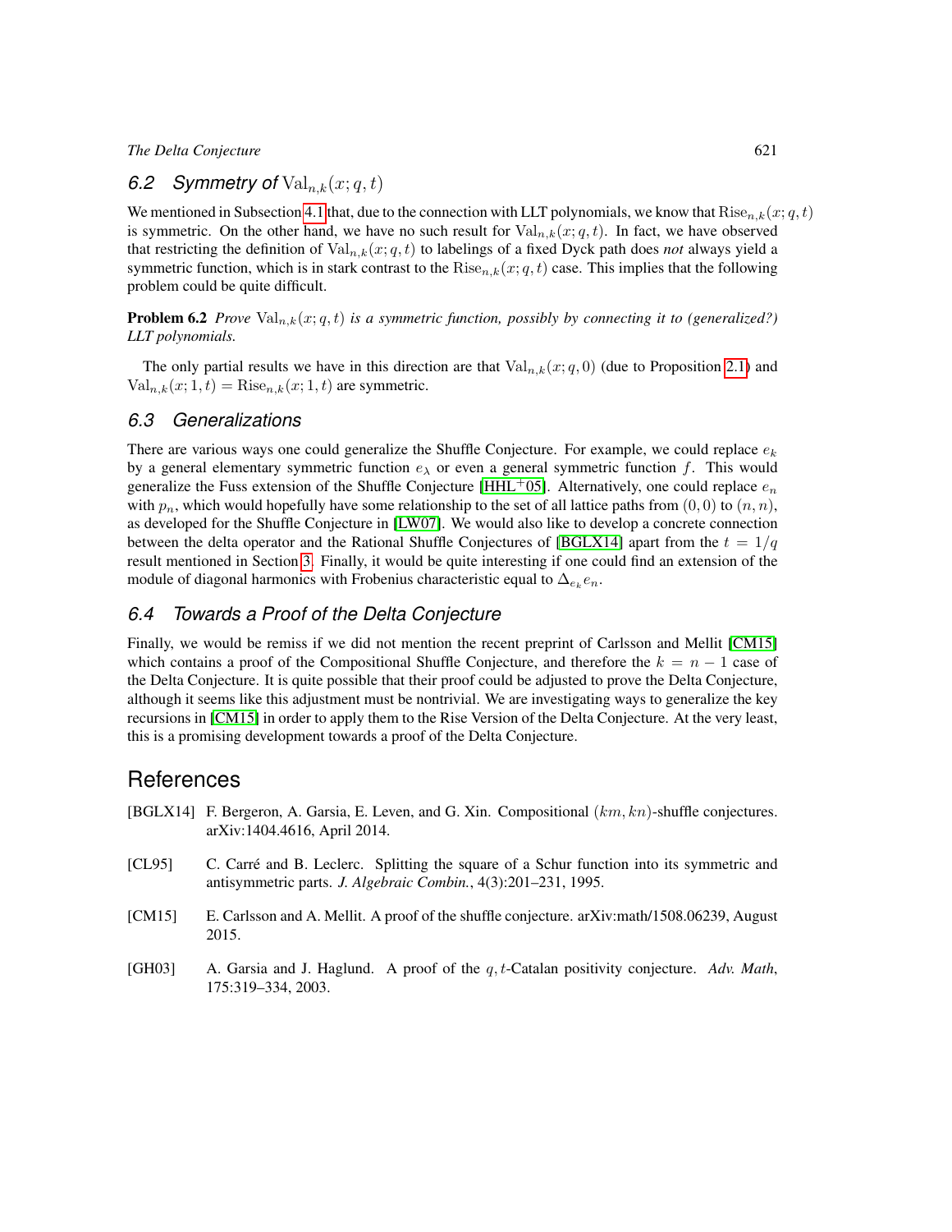### 6.2 Symmetry of $\mathrm{Val}_{n,k}(x;q,t)$

We mentioned in Subsection 4.1 that, due to the connection with LLT polynomials, we know that $\mathrm{Rise}_{n,k}(x;q,t)$ is symmetric. On the other hand, we have no such result for $\mathrm{Val}_{n,k}(x;q,t)$. In fact, we have observed that restricting the definition of $\mathrm{Val}_{n,k}(x;q,t)$ to labelings of a fixed Dyck path does *not* always yield a symmetric function, which is in stark contrast to the $\mathrm{Rise}_{n,k}(x;q,t)$ case. This implies that the following problem could be quite difficult.

**Problem 6.2** *Prove $\mathrm{Val}_{n,k}(x;q,t)$ is a symmetric function, possibly by connecting it to (generalized?) LLT polynomials.*

The only partial results we have in this direction are that $\mathrm{Val}_{n,k}(x;q,0)$ (due to Proposition 2.1) and $\mathrm{Val}_{n,k}(x;1,t) = \mathrm{Rise}_{n,k}(x;1,t)$ are symmetric.

### 6.3 Generalizations

There are various ways one could generalize the Shuffle Conjecture. For example, we could replace $e_k$ by a general elementary symmetric function $e_\lambda$ or even a general symmetric function $f$. This would generalize the Fuss extension of the Shuffle Conjecture [HHL+05]. Alternatively, one could replace $e_n$ with $p_n$, which would hopefully have some relationship to the set of all lattice paths from $(0,0)$ to $(n,n)$, as developed for the Shuffle Conjecture in [LW07]. We would also like to develop a concrete connection between the delta operator and the Rational Shuffle Conjectures of [BGLX14] apart from the $t = 1/q$ result mentioned in Section 3. Finally, it would be quite interesting if one could find an extension of the module of diagonal harmonics with Frobenius characteristic equal to $\Delta_{e_k} e_n$.

### 6.4 Towards a Proof of the Delta Conjecture

Finally, we would be remiss if we did not mention the recent preprint of Carlsson and Mellit [CM15] which contains a proof of the Compositional Shuffle Conjecture, and therefore the $k = n-1$ case of the Delta Conjecture. It is quite possible that their proof could be adjusted to prove the Delta Conjecture, although it seems like this adjustment must be nontrivial. We are investigating ways to generalize the key recursions in [CM15] in order to apply them to the Rise Version of the Delta Conjecture. At the very least, this is a promising development towards a proof of the Delta Conjecture.

## References

[BGLX14] F. Bergeron, A. Garsia, E. Leven, and G. Xin. Compositional $(km, kn)$-shuffle conjectures. arXiv:1404.4616, April 2014.

[CL95] C. Carré and B. Leclerc. Splitting the square of a Schur function into its symmetric and antisymmetric parts. *J. Algebraic Combin.*, 4(3):201–231, 1995.

[CM15] E. Carlsson and A. Mellit. A proof of the shuffle conjecture. arXiv:math/1508.06239, August 2015.

[GH03] A. Garsia and J. Haglund. A proof of the $q,t$-Catalan positivity conjecture. *Adv. Math*, 175:319–334, 2003.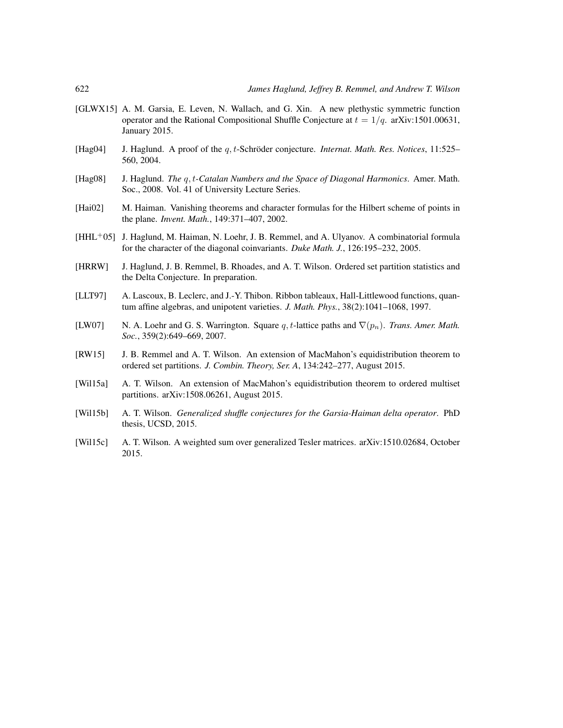[GLWX15] A. M. Garsia, E. Leven, N. Wallach, and G. Xin. A new plethystic symmetric function operator and the Rational Compositional Shuffle Conjecture at $t = 1/q$. arXiv:1501.00631, January 2015.

[Hag04] J. Haglund. A proof of the $q, t$-Schröder conjecture. *Internat. Math. Res. Notices*, 11:525–560, 2004.

[Hag08] J. Haglund. *The $q, t$-Catalan Numbers and the Space of Diagonal Harmonics*. Amer. Math. Soc., 2008. Vol. 41 of University Lecture Series.

[Hai02] M. Haiman. Vanishing theorems and character formulas for the Hilbert scheme of points in the plane. *Invent. Math.*, 149:371–407, 2002.

[HHL+05] J. Haglund, M. Haiman, N. Loehr, J. B. Remmel, and A. Ulyanov. A combinatorial formula for the character of the diagonal coinvariants. *Duke Math. J.*, 126:195–232, 2005.

[HRRW] J. Haglund, J. B. Remmel, B. Rhoades, and A. T. Wilson. Ordered set partition statistics and the Delta Conjecture. In preparation.

[LLT97] A. Lascoux, B. Leclerc, and J.-Y. Thibon. Ribbon tableaux, Hall-Littlewood functions, quantum affine algebras, and unipotent varieties. *J. Math. Phys.*, 38(2):1041–1068, 1997.

[LW07] N. A. Loehr and G. S. Warrington. Square $q, t$-lattice paths and $\nabla(p_n)$. *Trans. Amer. Math. Soc.*, 359(2):649–669, 2007.

[RW15] J. B. Remmel and A. T. Wilson. An extension of MacMahon's equidistribution theorem to ordered set partitions. *J. Combin. Theory, Ser. A*, 134:242–277, August 2015.

[Wil15a] A. T. Wilson. An extension of MacMahon's equidistribution theorem to ordered multiset partitions. arXiv:1508.06261, August 2015.

[Wil15b] A. T. Wilson. *Generalized shuffle conjectures for the Garsia-Haiman delta operator*. PhD thesis, UCSD, 2015.

[Wil15c] A. T. Wilson. A weighted sum over generalized Tesler matrices. arXiv:1510.02684, October 2015.